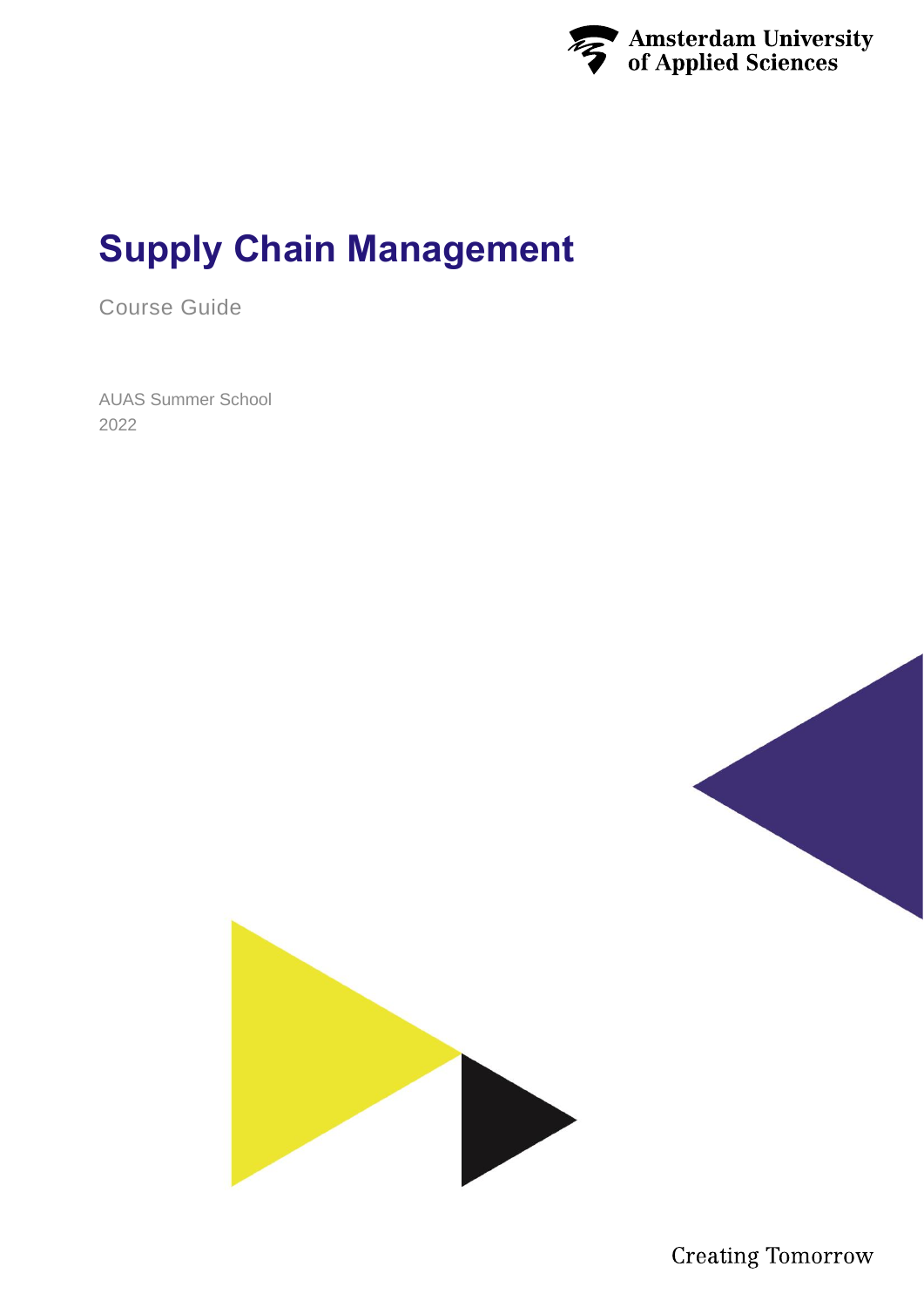Amsterdam University of Applied Sciences

# Supply Chain Management

Course Guide

AUAS Summer School
2022

Creating Tomorrow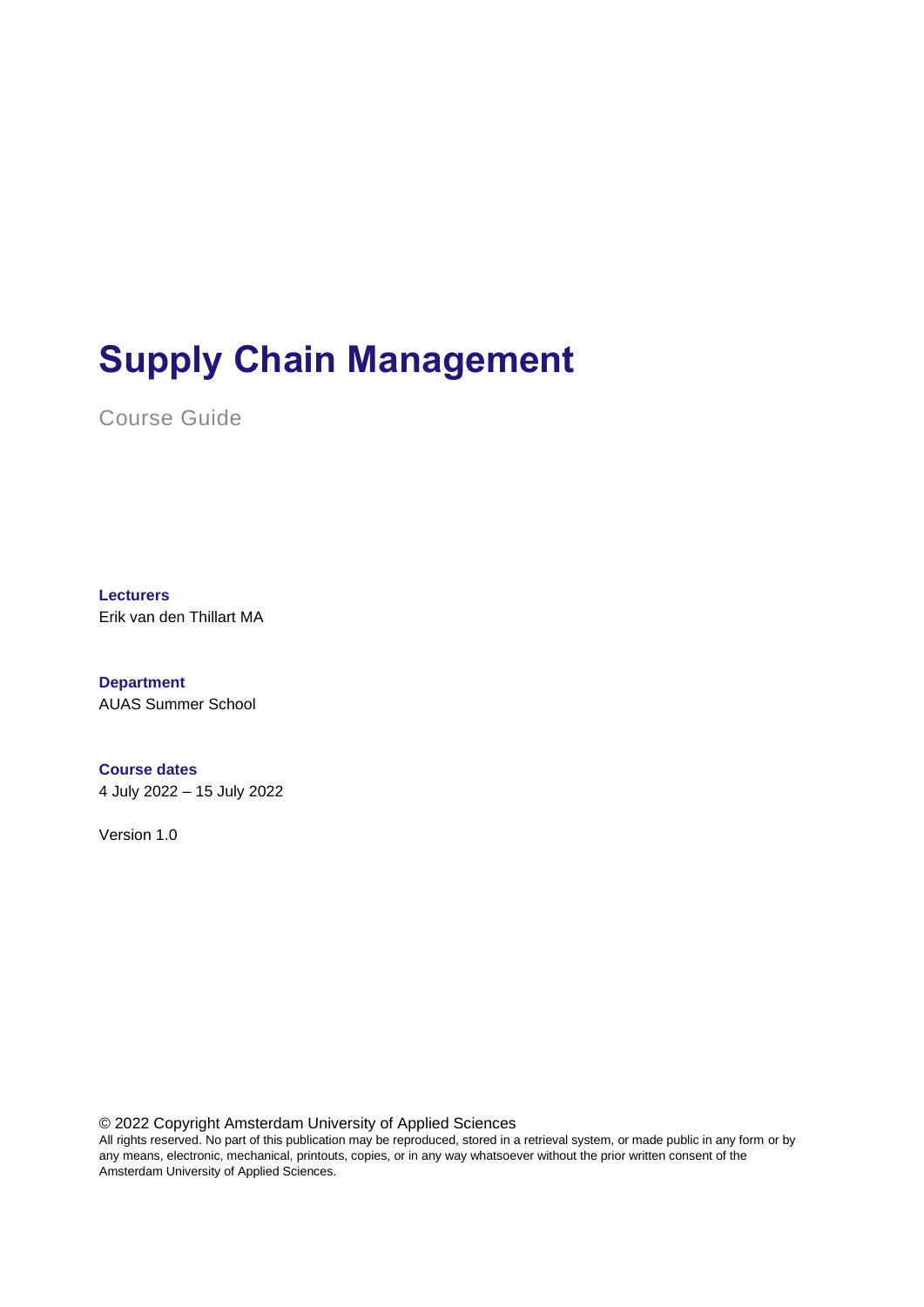# Supply Chain Management

Course Guide

**Lecturers**
Erik van den Thillart MA

**Department**
AUAS Summer School

**Course dates**
4 July 2022 – 15 July 2022

Version 1.0

© 2022 Copyright Amsterdam University of Applied Sciences
All rights reserved. No part of this publication may be reproduced, stored in a retrieval system, or made public in any form or by any means, electronic, mechanical, printouts, copies, or in any way whatsoever without the prior written consent of the Amsterdam University of Applied Sciences.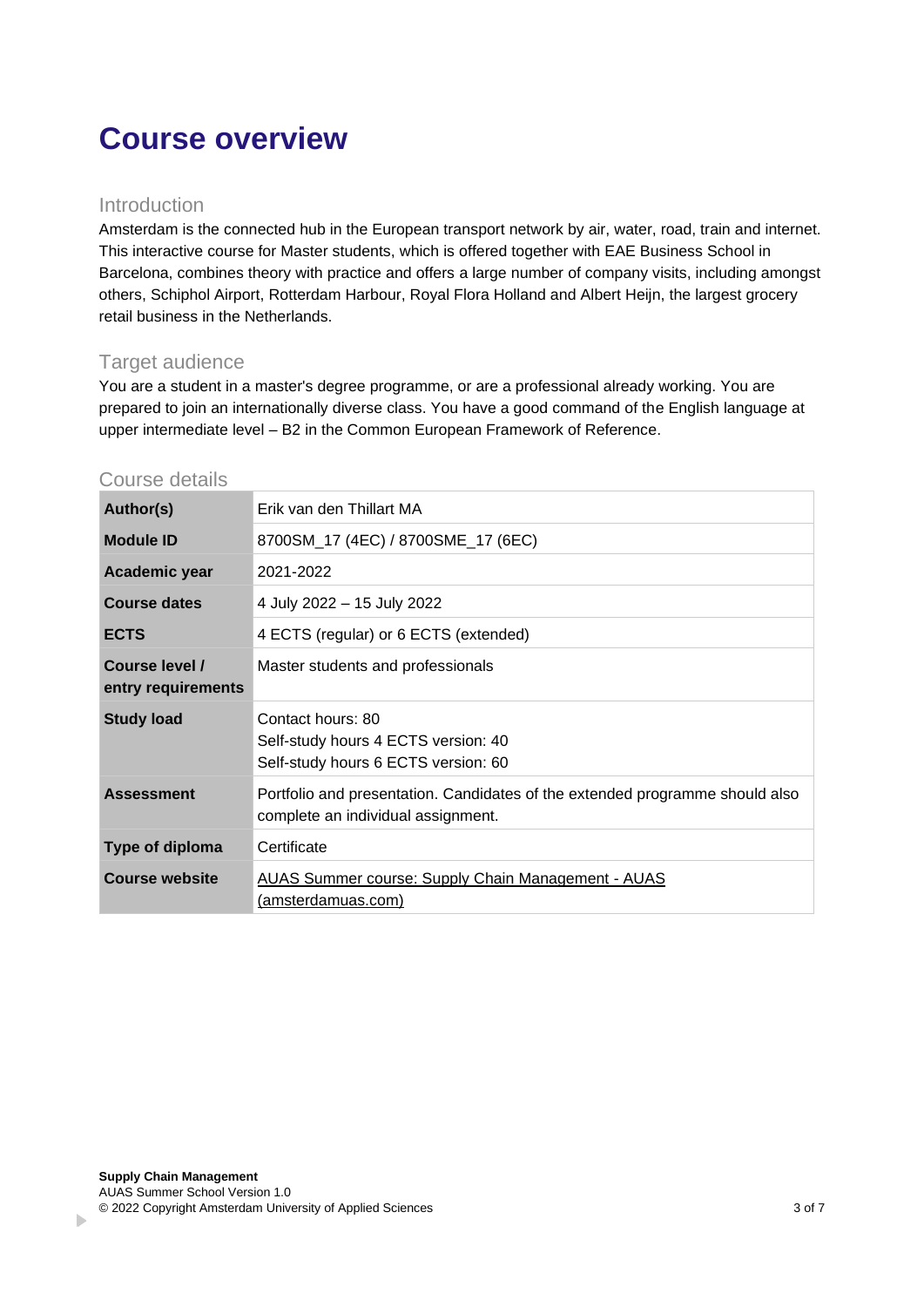# Course overview

## Introduction

Amsterdam is the connected hub in the European transport network by air, water, road, train and internet. This interactive course for Master students, which is offered together with EAE Business School in Barcelona, combines theory with practice and offers a large number of company visits, including amongst others, Schiphol Airport, Rotterdam Harbour, Royal Flora Holland and Albert Heijn, the largest grocery retail business in the Netherlands.

## Target audience

You are a student in a master's degree programme, or are a professional already working. You are prepared to join an internationally diverse class. You have a good command of the English language at upper intermediate level – B2 in the Common European Framework of Reference.

## Course details

| | |
|---|---|
| **Author(s)** | Erik van den Thillart MA |
| **Module ID** | 8700SM_17 (4EC) / 8700SME_17 (6EC) |
| **Academic year** | 2021-2022 |
| **Course dates** | 4 July 2022 – 15 July 2022 |
| **ECTS** | 4 ECTS (regular) or 6 ECTS (extended) |
| **Course level / entry requirements** | Master students and professionals |
| **Study load** | Contact hours: 80<br>Self-study hours 4 ECTS version: 40<br>Self-study hours 6 ECTS version: 60 |
| **Assessment** | Portfolio and presentation. Candidates of the extended programme should also complete an individual assignment. |
| **Type of diploma** | Certificate |
| **Course website** | AUAS Summer course: Supply Chain Management - AUAS (amsterdamuas.com) |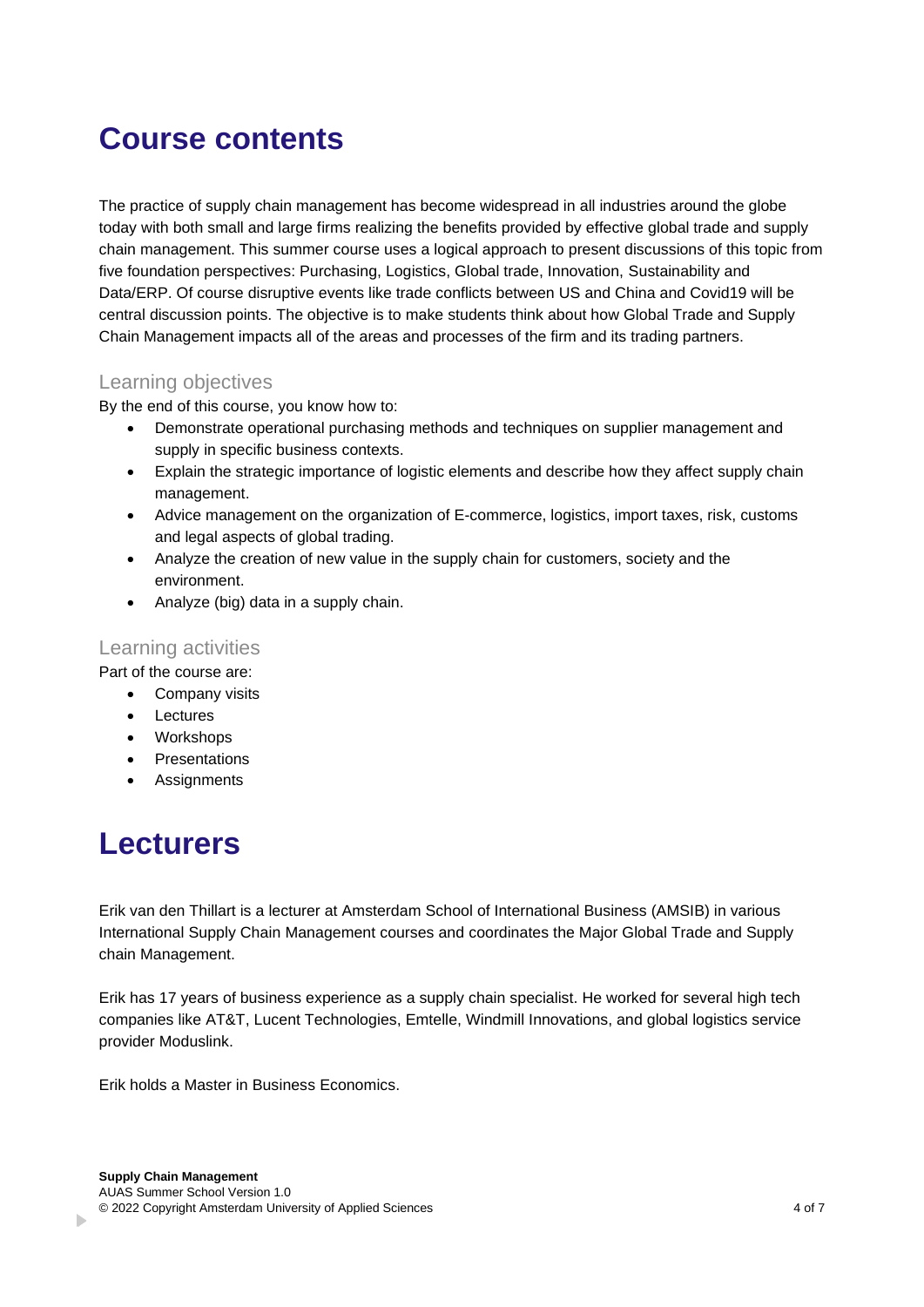# Course contents

The practice of supply chain management has become widespread in all industries around the globe today with both small and large firms realizing the benefits provided by effective global trade and supply chain management. This summer course uses a logical approach to present discussions of this topic from five foundation perspectives: Purchasing, Logistics, Global trade, Innovation, Sustainability and Data/ERP. Of course disruptive events like trade conflicts between US and China and Covid19 will be central discussion points. The objective is to make students think about how Global Trade and Supply Chain Management impacts all of the areas and processes of the firm and its trading partners.

## Learning objectives

By the end of this course, you know how to:

- Demonstrate operational purchasing methods and techniques on supplier management and supply in specific business contexts.
- Explain the strategic importance of logistic elements and describe how they affect supply chain management.
- Advice management on the organization of E-commerce, logistics, import taxes, risk, customs and legal aspects of global trading.
- Analyze the creation of new value in the supply chain for customers, society and the environment.
- Analyze (big) data in a supply chain.

## Learning activities

Part of the course are:

- Company visits
- Lectures
- Workshops
- Presentations
- Assignments

# Lecturers

Erik van den Thillart is a lecturer at Amsterdam School of International Business (AMSIB) in various International Supply Chain Management courses and coordinates the Major Global Trade and Supply chain Management.

Erik has 17 years of business experience as a supply chain specialist. He worked for several high tech companies like AT&T, Lucent Technologies, Emtelle, Windmill Innovations, and global logistics service provider Moduslink.

Erik holds a Master in Business Economics.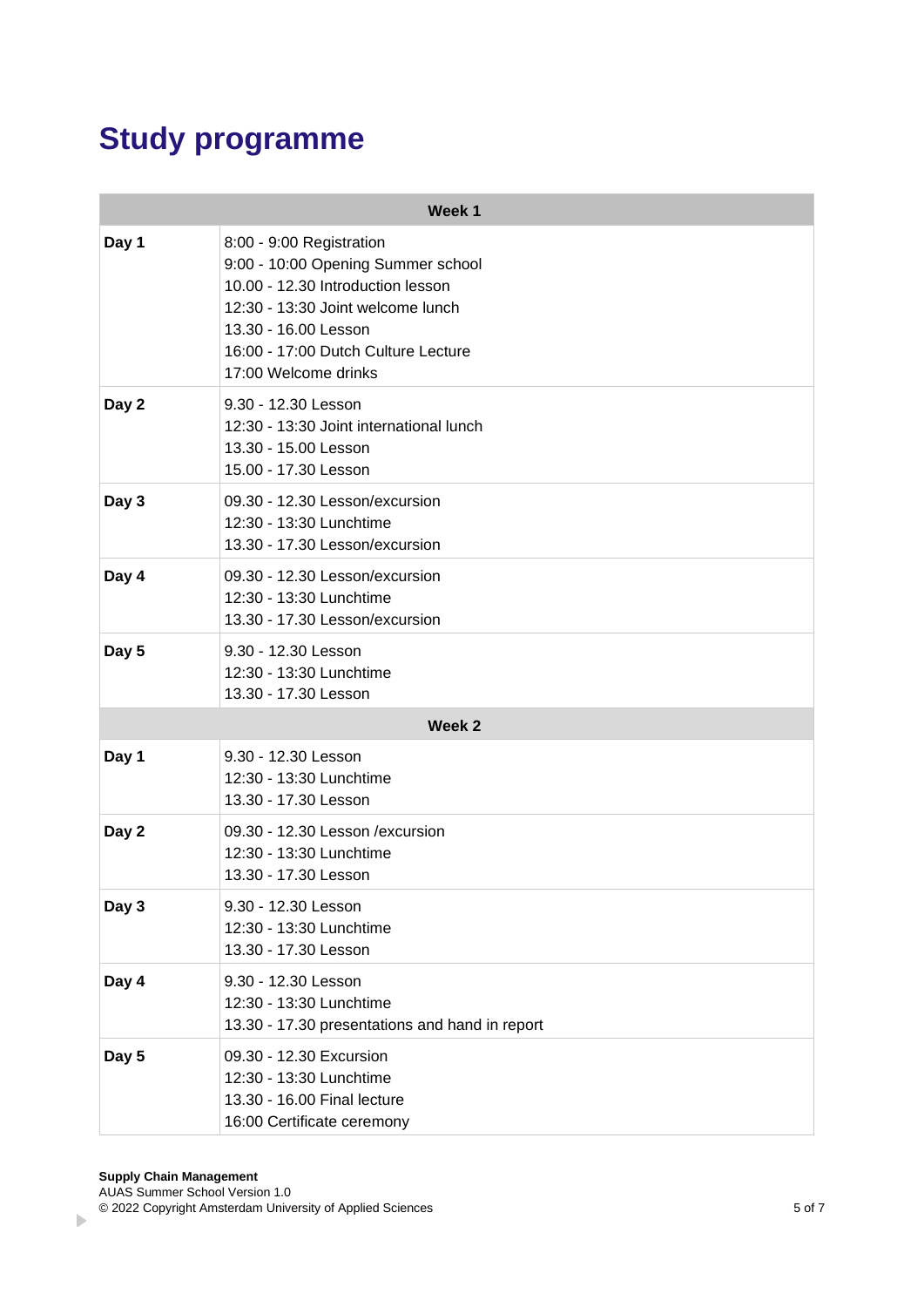# Study programme

| Week 1 | |
|---|---|
| **Day 1** | 8:00 - 9:00 Registration<br>9:00 - 10:00 Opening Summer school<br>10.00 - 12.30 Introduction lesson<br>12:30 - 13:30 Joint welcome lunch<br>13.30 - 16.00 Lesson<br>16:00 - 17:00 Dutch Culture Lecture<br>17:00 Welcome drinks |
| **Day 2** | 9.30 - 12.30 Lesson<br>12:30 - 13:30 Joint international lunch<br>13.30 - 15.00 Lesson<br>15.00 - 17.30 Lesson |
| **Day 3** | 09.30 - 12.30 Lesson/excursion<br>12:30 - 13:30 Lunchtime<br>13.30 - 17.30 Lesson/excursion |
| **Day 4** | 09.30 - 12.30 Lesson/excursion<br>12:30 - 13:30 Lunchtime<br>13.30 - 17.30 Lesson/excursion |
| **Day 5** | 9.30 - 12.30 Lesson<br>12:30 - 13:30 Lunchtime<br>13.30 - 17.30 Lesson |
| **Week 2** | |
| **Day 1** | 9.30 - 12.30 Lesson<br>12:30 - 13:30 Lunchtime<br>13.30 - 17.30 Lesson |
| **Day 2** | 09.30 - 12.30 Lesson /excursion<br>12:30 - 13:30 Lunchtime<br>13.30 - 17.30 Lesson |
| **Day 3** | 9.30 - 12.30 Lesson<br>12:30 - 13:30 Lunchtime<br>13.30 - 17.30 Lesson |
| **Day 4** | 9.30 - 12.30 Lesson<br>12:30 - 13:30 Lunchtime<br>13.30 - 17.30 presentations and hand in report |
| **Day 5** | 09.30 - 12.30 Excursion<br>12:30 - 13:30 Lunchtime<br>13.30 - 16.00 Final lecture<br>16:00 Certificate ceremony |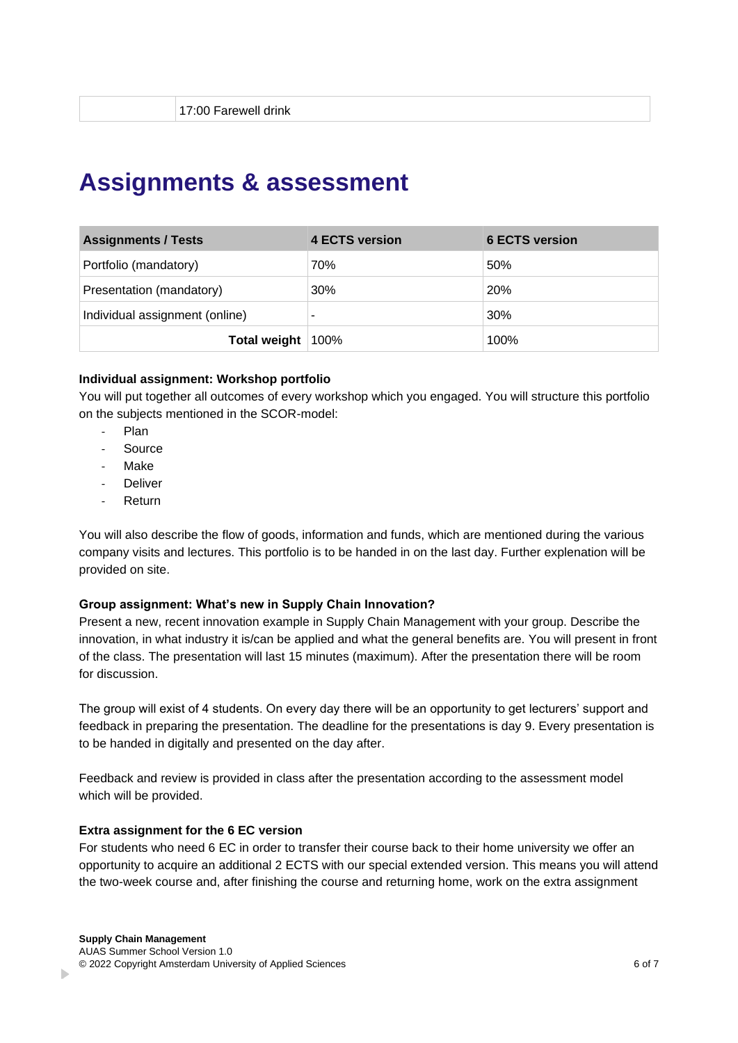|  | 17:00 Farewell drink |
|---|---|

# Assignments & assessment

| Assignments / Tests | 4 ECTS version | 6 ECTS version |
|---|---|---|
| Portfolio (mandatory) | 70% | 50% |
| Presentation (mandatory) | 30% | 20% |
| Individual assignment (online) | - | 30% |
| **Total weight** | 100% | 100% |

**Individual assignment: Workshop portfolio**

You will put together all outcomes of every workshop which you engaged. You will structure this portfolio on the subjects mentioned in the SCOR-model:

- Plan
- Source
- Make
- Deliver
- Return

You will also describe the flow of goods, information and funds, which are mentioned during the various company visits and lectures. This portfolio is to be handed in on the last day. Further explanation will be provided on site.

**Group assignment: What's new in Supply Chain Innovation?**

Present a new, recent innovation example in Supply Chain Management with your group. Describe the innovation, in what industry it is/can be applied and what the general benefits are. You will present in front of the class. The presentation will last 15 minutes (maximum). After the presentation there will be room for discussion.

The group will exist of 4 students. On every day there will be an opportunity to get lecturers' support and feedback in preparing the presentation. The deadline for the presentations is day 9. Every presentation is to be handed in digitally and presented on the day after.

Feedback and review is provided in class after the presentation according to the assessment model which will be provided.

**Extra assignment for the 6 EC version**

For students who need 6 EC in order to transfer their course back to their home university we offer an opportunity to acquire an additional 2 ECTS with our special extended version. This means you will attend the two-week course and, after finishing the course and returning home, work on the extra assignment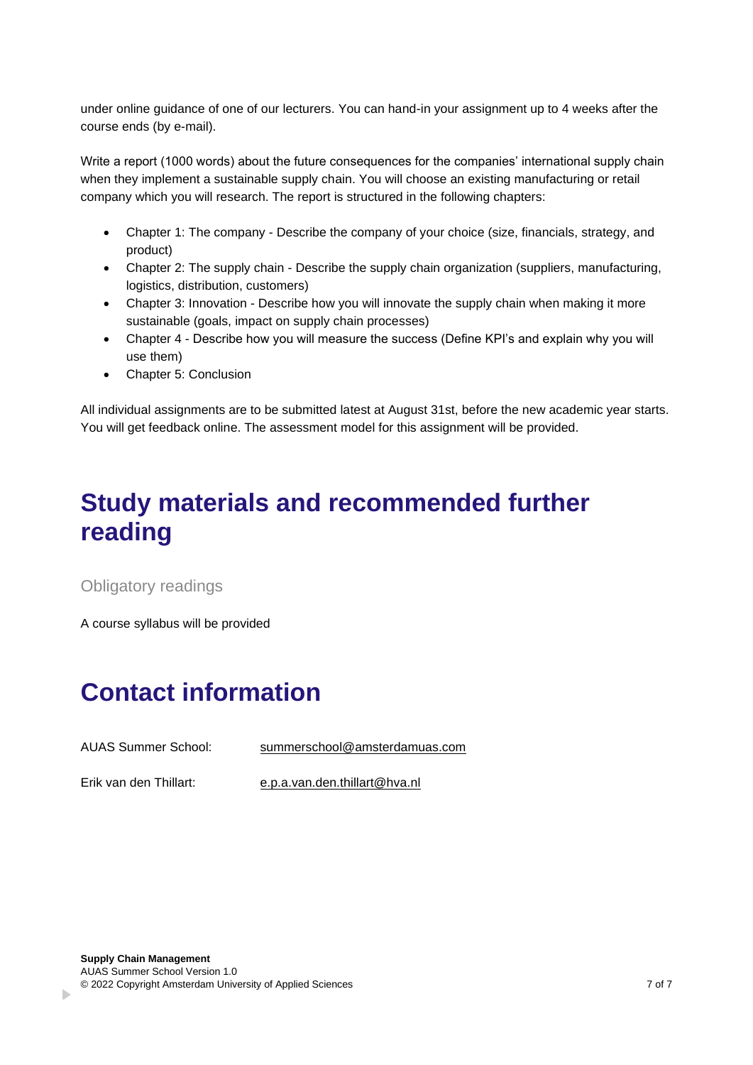under online guidance of one of our lecturers. You can hand-in your assignment up to 4 weeks after the course ends (by e-mail).

Write a report (1000 words) about the future consequences for the companies' international supply chain when they implement a sustainable supply chain. You will choose an existing manufacturing or retail company which you will research. The report is structured in the following chapters:

- Chapter 1: The company - Describe the company of your choice (size, financials, strategy, and product)
- Chapter 2: The supply chain - Describe the supply chain organization (suppliers, manufacturing, logistics, distribution, customers)
- Chapter 3: Innovation - Describe how you will innovate the supply chain when making it more sustainable (goals, impact on supply chain processes)
- Chapter 4 - Describe how you will measure the success (Define KPI's and explain why you will use them)
- Chapter 5: Conclusion

All individual assignments are to be submitted latest at August 31st, before the new academic year starts. You will get feedback online. The assessment model for this assignment will be provided.

# Study materials and recommended further reading

### Obligatory readings

A course syllabus will be provided

# Contact information

| | |
|---|---|
| AUAS Summer School: | summerschool@amsterdamuas.com |
| Erik van den Thillart: | e.p.a.van.den.thillart@hva.nl |